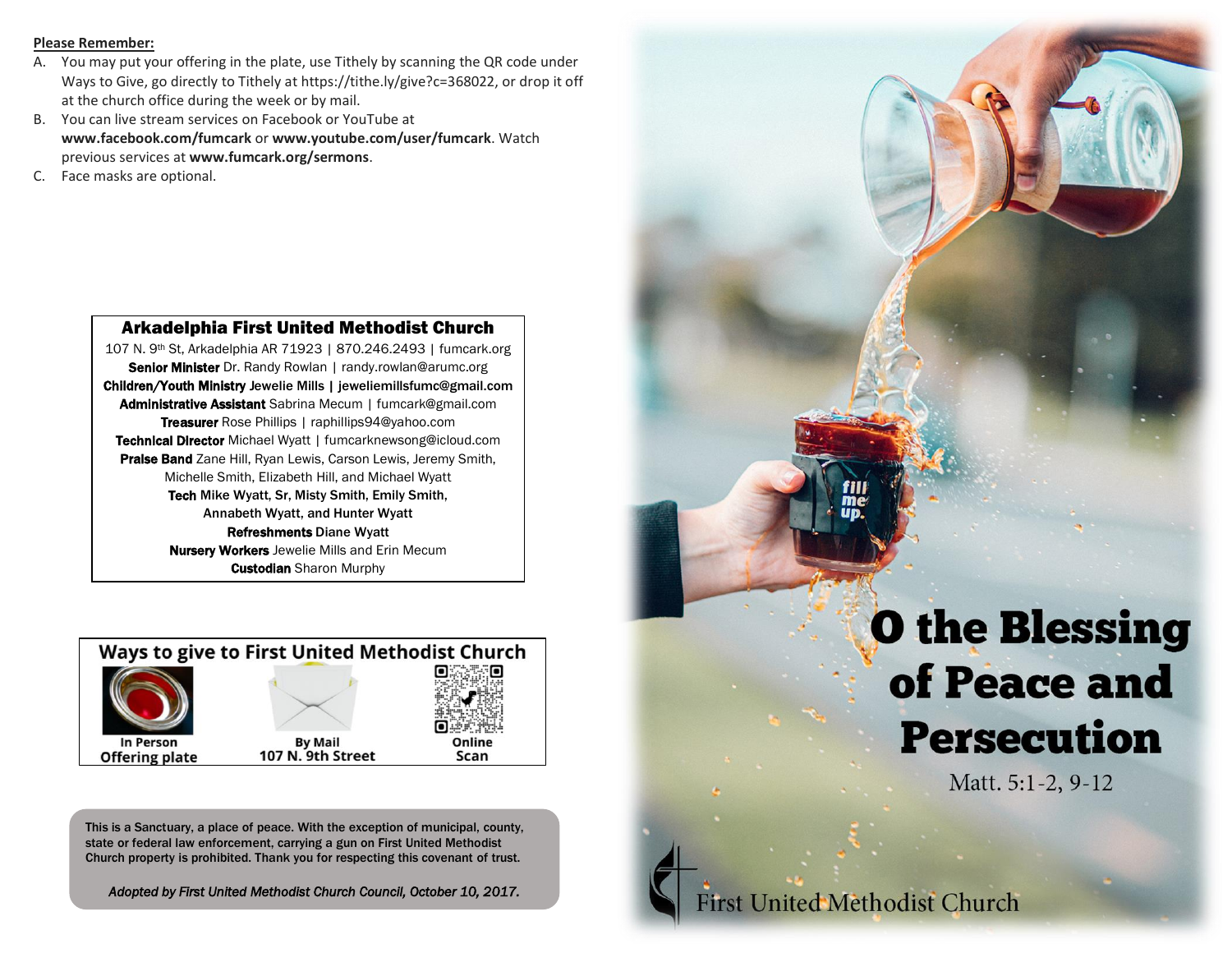**Please Remember:**

A. You may put your offering in the plate, use Tithely by scanning the QR code under Ways to Give, go directly to Tithely at https://tithe.ly/give?c=368022, or drop it off at the church office during the week or by mail.
B. You can live stream services on Facebook or YouTube at **www.facebook.com/fumcark** or **www.youtube.com/user/fumcark**. Watch previous services at **www.fumcark.org/sermons**.
C. Face masks are optional.

## Arkadelphia First United Methodist Church

107 N. 9th St, Arkadelphia AR 71923 | 870.246.2493 | fumcark.org
**Senior Minister** Dr. Randy Rowlan | randy.rowlan@arumc.org
**Children/Youth Ministry** Jewelie Mills | jeweliemillsfumc@gmail.com
**Administrative Assistant** Sabrina Mecum | fumcark@gmail.com
**Treasurer** Rose Phillips | raphillips94@yahoo.com
**Technical Director** Michael Wyatt | fumcarknewsong@icloud.com
**Praise Band** Zane Hill, Ryan Lewis, Carson Lewis, Jeremy Smith, Michelle Smith, Elizabeth Hill, and Michael Wyatt
**Tech** Mike Wyatt, Sr, Misty Smith, Emily Smith, Annabeth Wyatt, and Hunter Wyatt
**Refreshments** Diane Wyatt
**Nursery Workers** Jewelie Mills and Erin Mecum
**Custodian** Sharon Murphy

## Ways to give to First United Methodist Church

| In Person | By Mail | Online |
|---|---|---|
| Offering plate | 107 N. 9th Street | Scan |

**This is a Sanctuary, a place of peace. With the exception of municipal, county, state or federal law enforcement, carrying a gun on First United Methodist Church property is prohibited. Thank you for respecting this covenant of trust.**

*Adopted by First United Methodist Church Council, October 10, 2017.*

# O the Blessing of Peace and Persecution

Matt. 5:1-2, 9-12

First United Methodist Church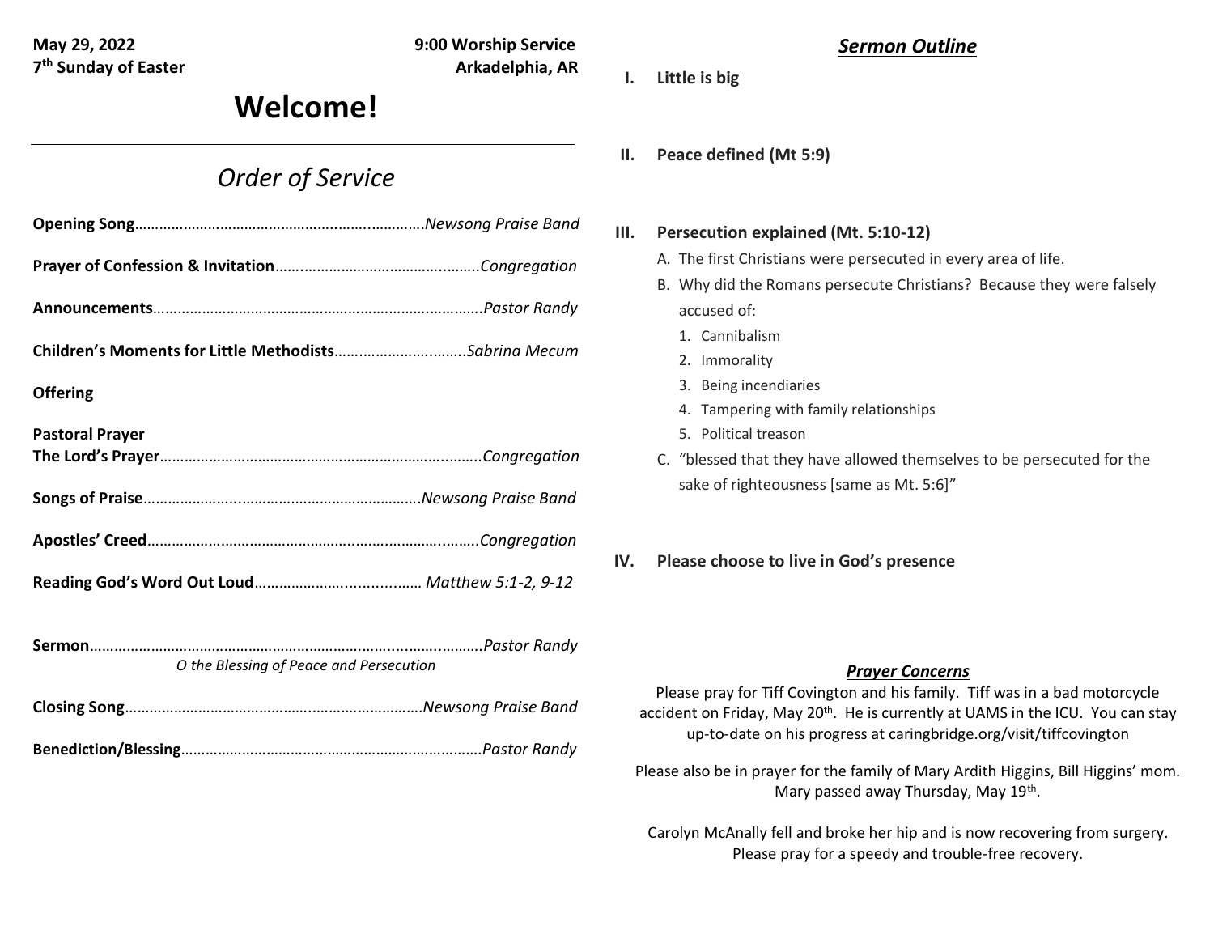**May 29, 2022** **9:00 Worship Service**
**7th Sunday of Easter** **Arkadelphia, AR**

# Welcome!

---

## *Order of Service*

**Opening Song**……………………………………………..……..………….*Newsong Praise Band*

**Prayer of Confession & Invitation**……..………………………………..……..*Congregation*

**Announcements**……………………………………………………………..…………*Pastor Randy*

**Children's Moments for Little Methodists**…….………………..……..*Sabrina Mecum*

**Offering**

**Pastoral Prayer**
**The Lord's Prayer**……………………………………………………………………..……..*Congregation*

**Songs of Praise**……………….……………………………………………….*Newsong Praise Band*

**Apostles' Creed**…………………………………………….…..………………..……..*Congregation*

**Reading God's Word Out Loud**………………….……..……..…… *Matthew 5:1-2, 9-12*

**Sermon**………………………………………………………………..……..…..……..*Pastor Randy*
*O the Blessing of Peace and Persecution*

**Closing Song**……………………………………..……………………….*Newsong Praise Band*

**Benediction/Blessing**…………………………………………………………………*Pastor Randy*

## ***Sermon Outline***

**I. Little is big**

**II. Peace defined (Mt 5:9)**

**III. Persecution explained (Mt. 5:10-12)**

A. The first Christians were persecuted in every area of life.

B. Why did the Romans persecute Christians? Because they were falsely accused of:

1. Cannibalism
2. Immorality
3. Being incendiaries
4. Tampering with family relationships
5. Political treason

C. "blessed that they have allowed themselves to be persecuted for the sake of righteousness [same as Mt. 5:6]"

**IV. Please choose to live in God's presence**

## ***Prayer Concerns***

Please pray for Tiff Covington and his family. Tiff was in a bad motorcycle accident on Friday, May 20th. He is currently at UAMS in the ICU. You can stay up-to-date on his progress at caringbridge.org/visit/tiffcovington

Please also be in prayer for the family of Mary Ardith Higgins, Bill Higgins' mom. Mary passed away Thursday, May 19th.

Carolyn McAnally fell and broke her hip and is now recovering from surgery. Please pray for a speedy and trouble-free recovery.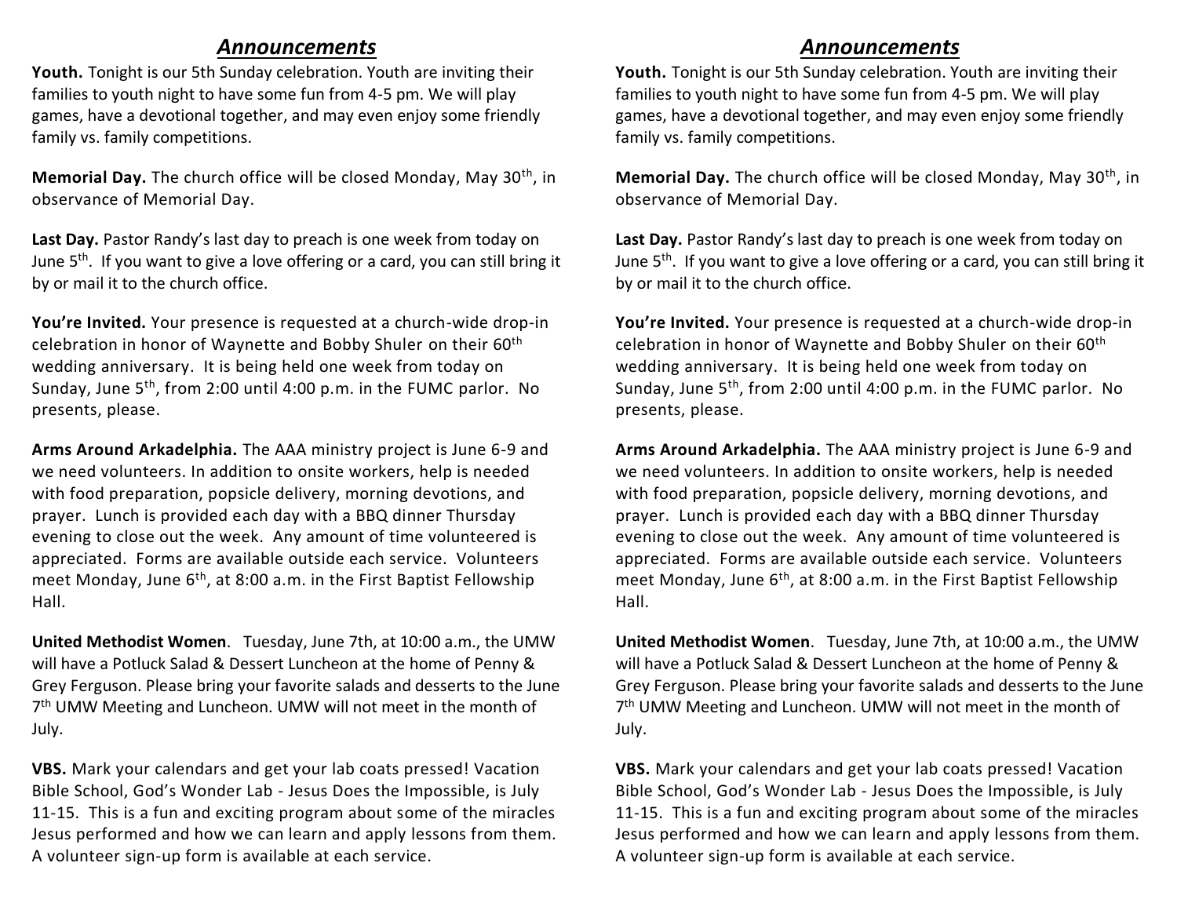## *Announcements*

**Youth.** Tonight is our 5th Sunday celebration. Youth are inviting their families to youth night to have some fun from 4-5 pm. We will play games, have a devotional together, and may even enjoy some friendly family vs. family competitions.

**Memorial Day.** The church office will be closed Monday, May 30th, in observance of Memorial Day.

**Last Day.** Pastor Randy's last day to preach is one week from today on June 5th. If you want to give a love offering or a card, you can still bring it by or mail it to the church office.

**You're Invited.** Your presence is requested at a church-wide drop-in celebration in honor of Waynette and Bobby Shuler on their 60th wedding anniversary. It is being held one week from today on Sunday, June 5th, from 2:00 until 4:00 p.m. in the FUMC parlor. No presents, please.

**Arms Around Arkadelphia.** The AAA ministry project is June 6-9 and we need volunteers. In addition to onsite workers, help is needed with food preparation, popsicle delivery, morning devotions, and prayer. Lunch is provided each day with a BBQ dinner Thursday evening to close out the week. Any amount of time volunteered is appreciated. Forms are available outside each service. Volunteers meet Monday, June 6th, at 8:00 a.m. in the First Baptist Fellowship Hall.

**United Methodist Women**. Tuesday, June 7th, at 10:00 a.m., the UMW will have a Potluck Salad & Dessert Luncheon at the home of Penny & Grey Ferguson. Please bring your favorite salads and desserts to the June 7th UMW Meeting and Luncheon. UMW will not meet in the month of July.

**VBS.** Mark your calendars and get your lab coats pressed! Vacation Bible School, God's Wonder Lab - Jesus Does the Impossible, is July 11-15. This is a fun and exciting program about some of the miracles Jesus performed and how we can learn and apply lessons from them. A volunteer sign-up form is available at each service.

## *Announcements*

**Youth.** Tonight is our 5th Sunday celebration. Youth are inviting their families to youth night to have some fun from 4-5 pm. We will play games, have a devotional together, and may even enjoy some friendly family vs. family competitions.

**Memorial Day.** The church office will be closed Monday, May 30th, in observance of Memorial Day.

**Last Day.** Pastor Randy's last day to preach is one week from today on June 5th. If you want to give a love offering or a card, you can still bring it by or mail it to the church office.

**You're Invited.** Your presence is requested at a church-wide drop-in celebration in honor of Waynette and Bobby Shuler on their 60th wedding anniversary. It is being held one week from today on Sunday, June 5th, from 2:00 until 4:00 p.m. in the FUMC parlor. No presents, please.

**Arms Around Arkadelphia.** The AAA ministry project is June 6-9 and we need volunteers. In addition to onsite workers, help is needed with food preparation, popsicle delivery, morning devotions, and prayer. Lunch is provided each day with a BBQ dinner Thursday evening to close out the week. Any amount of time volunteered is appreciated. Forms are available outside each service. Volunteers meet Monday, June 6th, at 8:00 a.m. in the First Baptist Fellowship Hall.

**United Methodist Women**. Tuesday, June 7th, at 10:00 a.m., the UMW will have a Potluck Salad & Dessert Luncheon at the home of Penny & Grey Ferguson. Please bring your favorite salads and desserts to the June 7th UMW Meeting and Luncheon. UMW will not meet in the month of July.

**VBS.** Mark your calendars and get your lab coats pressed! Vacation Bible School, God's Wonder Lab - Jesus Does the Impossible, is July 11-15. This is a fun and exciting program about some of the miracles Jesus performed and how we can learn and apply lessons from them. A volunteer sign-up form is available at each service.